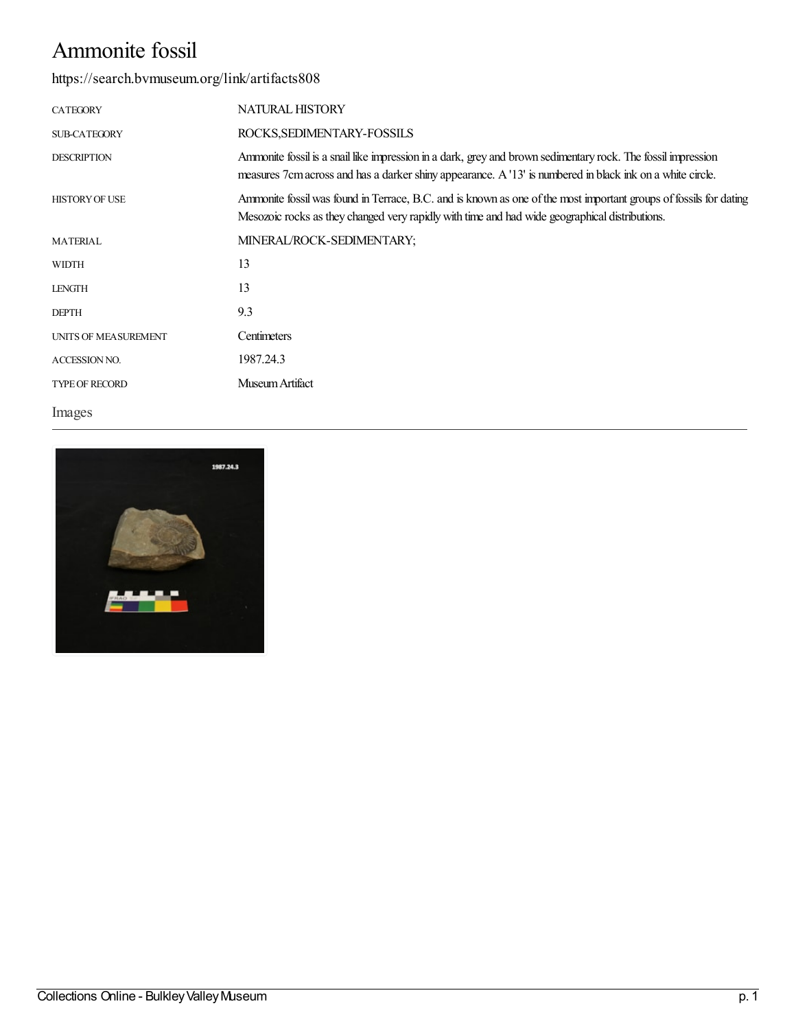# Ammonite fossil

https://search.bvmuseum.org/link/artifacts808

| | |
|---|---|
| CATEGORY | NATURAL HISTORY |
| SUB-CATEGORY | ROCKS,SEDIMENTARY-FOSSILS |
| DESCRIPTION | Ammonite fossil is a snail like impression in a dark, grey and brown sedimentary rock. The fossil impression measures 7cm across and has a darker shiny appearance. A '13' is numbered in black ink on a white circle. |
| HISTORY OF USE | Ammonite fossil was found in Terrace, B.C. and is known as one of the most important groups of fossils for dating Mesozoic rocks as they changed very rapidly with time and had wide geographical distributions. |
| MATERIAL | MINERAL/ROCK-SEDIMENTARY; |
| WIDTH | 13 |
| LENGTH | 13 |
| DEPTH | 9.3 |
| UNITS OF MEASUREMENT | Centimeters |
| ACCESSION NO. | 1987.24.3 |
| TYPE OF RECORD | Museum Artifact |

## Images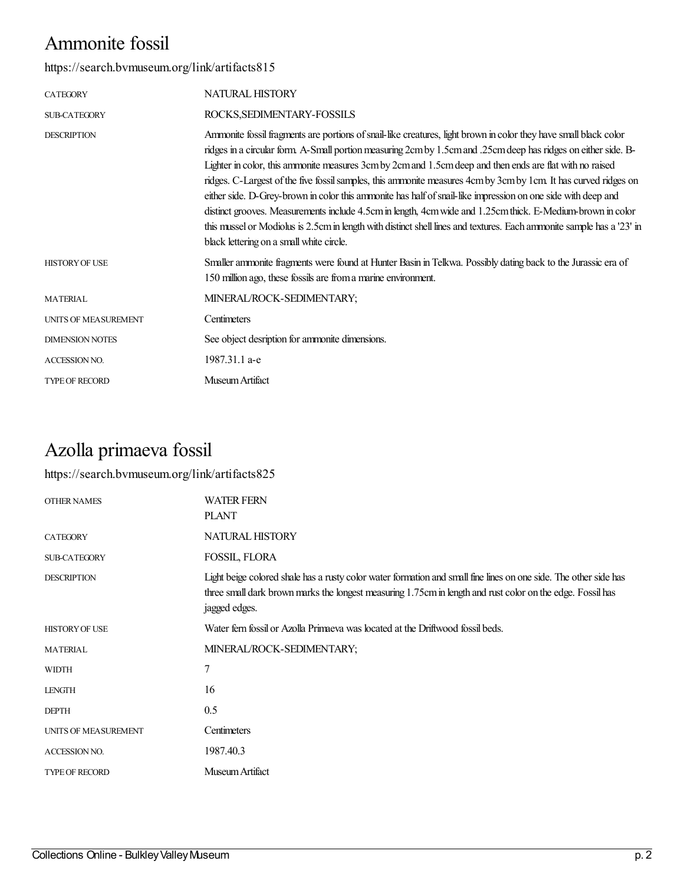# Ammonite fossil

https://search.bvmuseum.org/link/artifacts815

| | |
|---|---|
| CATEGORY | NATURAL HISTORY |
| SUB-CATEGORY | ROCKS,SEDIMENTARY-FOSSILS |
| DESCRIPTION | Ammonite fossil fragments are portions of snail-like creatures, light brown in color they have small black color ridges in a circular form. A-Small portion measuring 2cm by 1.5cm and .25cm deep has ridges on either side. B-Lighter in color, this ammonite measures 3cm by 2cm and 1.5cm deep and then ends are flat with no raised ridges. C-Largest of the five fossil samples, this ammonite measures 4cm by 3cm by 1cm. It has curved ridges on either side. D-Grey-brown in color this ammonite has half of snail-like impression on one side with deep and distinct grooves. Measurements include 4.5cm in length, 4cm wide and 1.25cm thick. E-Medium-brown in color this mussel or Modiolus is 2.5cm in length with distinct shell lines and textures. Each ammonite sample has a '23' in black lettering on a small white circle. |
| HISTORY OF USE | Smaller ammonite fragments were found at Hunter Basin in Telkwa. Possibly dating back to the Jurassic era of 150 million ago, these fossils are from a marine environment. |
| MATERIAL | MINERAL/ROCK-SEDIMENTARY; |
| UNITS OF MEASUREMENT | Centimeters |
| DIMENSION NOTES | See object desription for ammonite dimensions. |
| ACCESSION NO. | 1987.31.1 a-e |
| TYPE OF RECORD | Museum Artifact |

# Azolla primaeva fossil

https://search.bvmuseum.org/link/artifacts825

| | |
|---|---|
| OTHER NAMES | WATER FERN<br>PLANT |
| CATEGORY | NATURAL HISTORY |
| SUB-CATEGORY | FOSSIL, FLORA |
| DESCRIPTION | Light beige colored shale has a rusty color water formation and small fine lines on one side. The other side has three small dark brown marks the longest measuring 1.75cm in length and rust color on the edge. Fossil has jagged edges. |
| HISTORY OF USE | Water fern fossil or Azolla Primaeva was located at the Driftwood fossil beds. |
| MATERIAL | MINERAL/ROCK-SEDIMENTARY; |
| WIDTH | 7 |
| LENGTH | 16 |
| DEPTH | 0.5 |
| UNITS OF MEASUREMENT | Centimeters |
| ACCESSION NO. | 1987.40.3 |
| TYPE OF RECORD | Museum Artifact |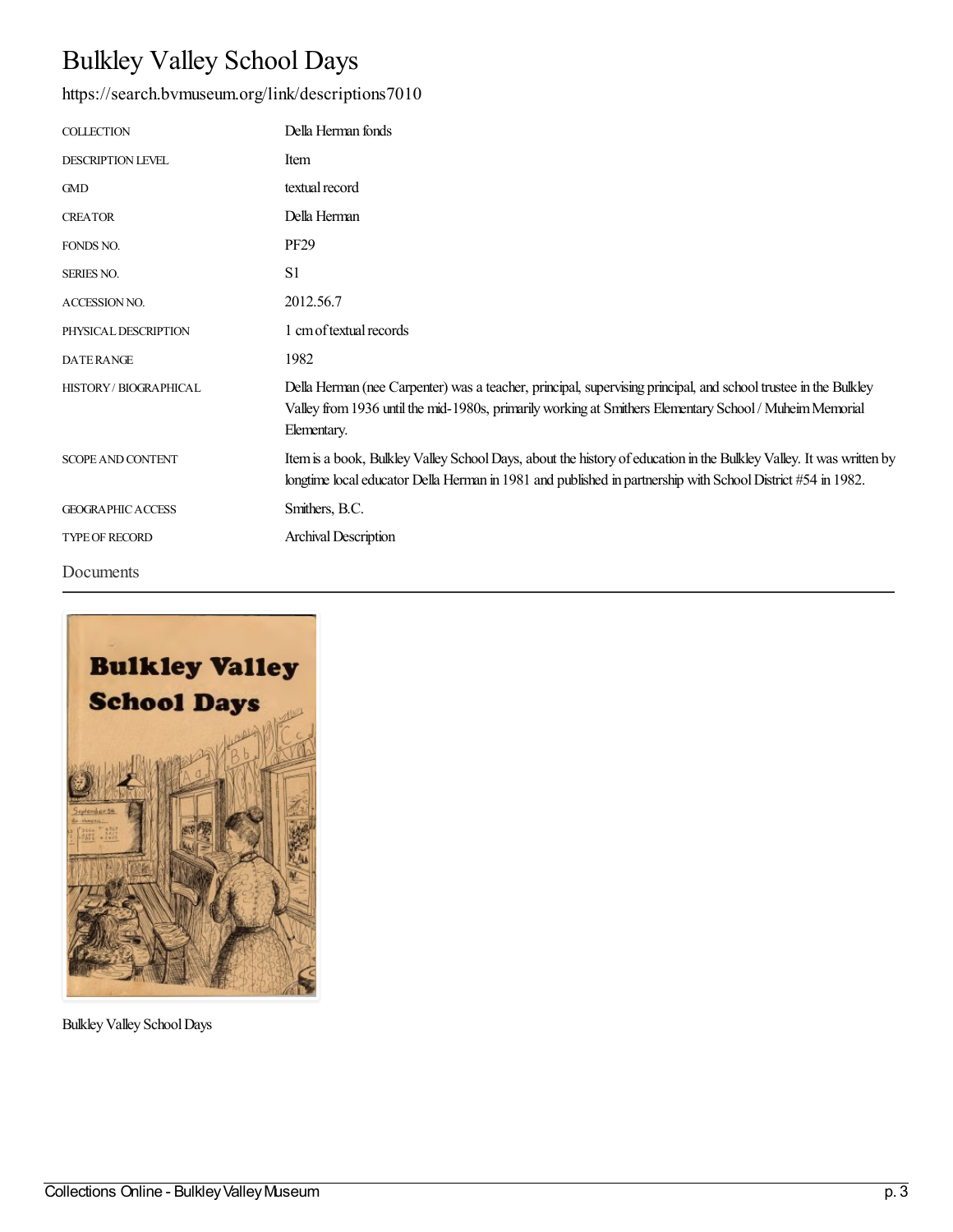# Bulkley Valley School Days

https://search.bvmuseum.org/link/descriptions7010

| | |
|---|---|
| COLLECTION | Della Herman fonds |
| DESCRIPTION LEVEL | Item |
| GMD | textual record |
| CREATOR | Della Herman |
| FONDS NO. | PF29 |
| SERIES NO. | S1 |
| ACCESSION NO. | 2012.56.7 |
| PHYSICAL DESCRIPTION | 1 cm of textual records |
| DATE RANGE | 1982 |
| HISTORY / BIOGRAPHICAL | Della Herman (nee Carpenter) was a teacher, principal, supervising principal, and school trustee in the Bulkley Valley from 1936 until the mid-1980s, primarily working at Smithers Elementary School / Muheim Memorial Elementary. |
| SCOPE AND CONTENT | Item is a book, Bulkley Valley School Days, about the history of education in the Bulkley Valley. It was written by longtime local educator Della Herman in 1981 and published in partnership with School District #54 in 1982. |
| GEOGRAPHIC ACCESS | Smithers, B.C. |
| TYPE OF RECORD | Archival Description |

## Documents

Bulkley Valley School Days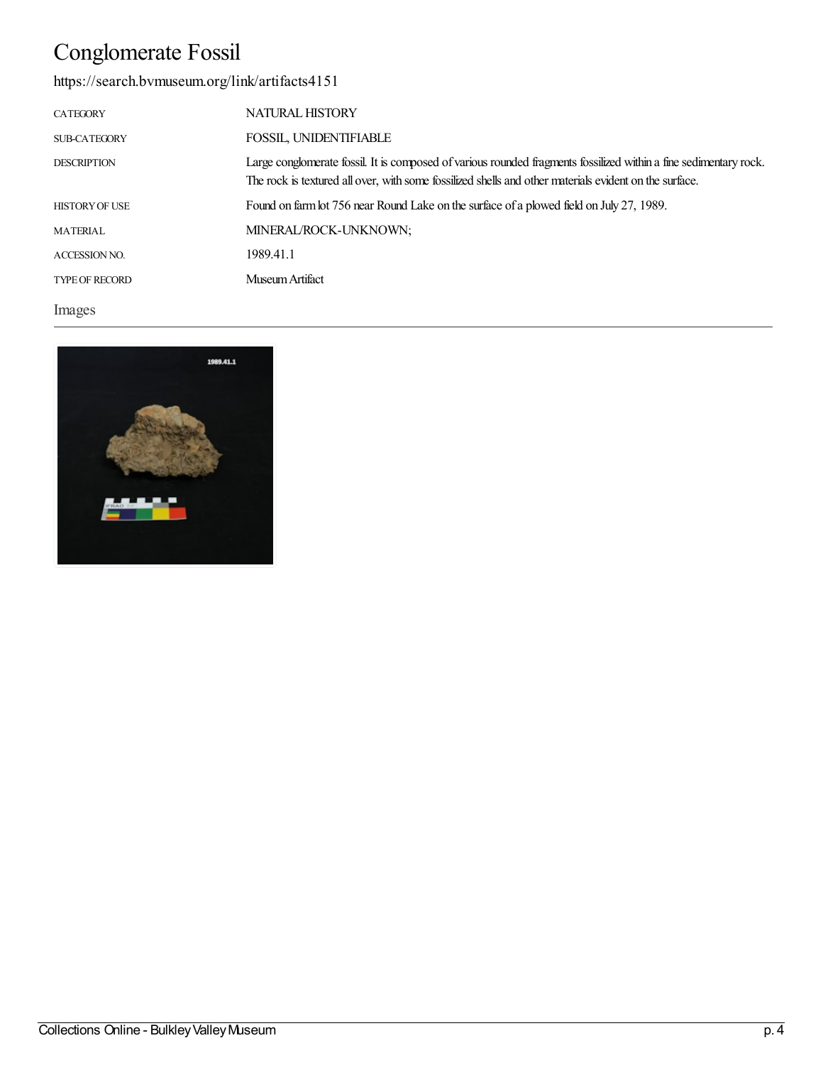# Conglomerate Fossil

https://search.bvmuseum.org/link/artifacts4151

| | |
|---|---|
| CATEGORY | NATURAL HISTORY |
| SUB-CATEGORY | FOSSIL, UNIDENTIFIABLE |
| DESCRIPTION | Large conglomerate fossil. It is composed of various rounded fragments fossilized within a fine sedimentary rock. The rock is textured all over, with some fossilized shells and other materials evident on the surface. |
| HISTORY OF USE | Found on farm lot 756 near Round Lake on the surface of a plowed field on July 27, 1989. |
| MATERIAL | MINERAL/ROCK-UNKNOWN; |
| ACCESSION NO. | 1989.41.1 |
| TYPE OF RECORD | Museum Artifact |

## Images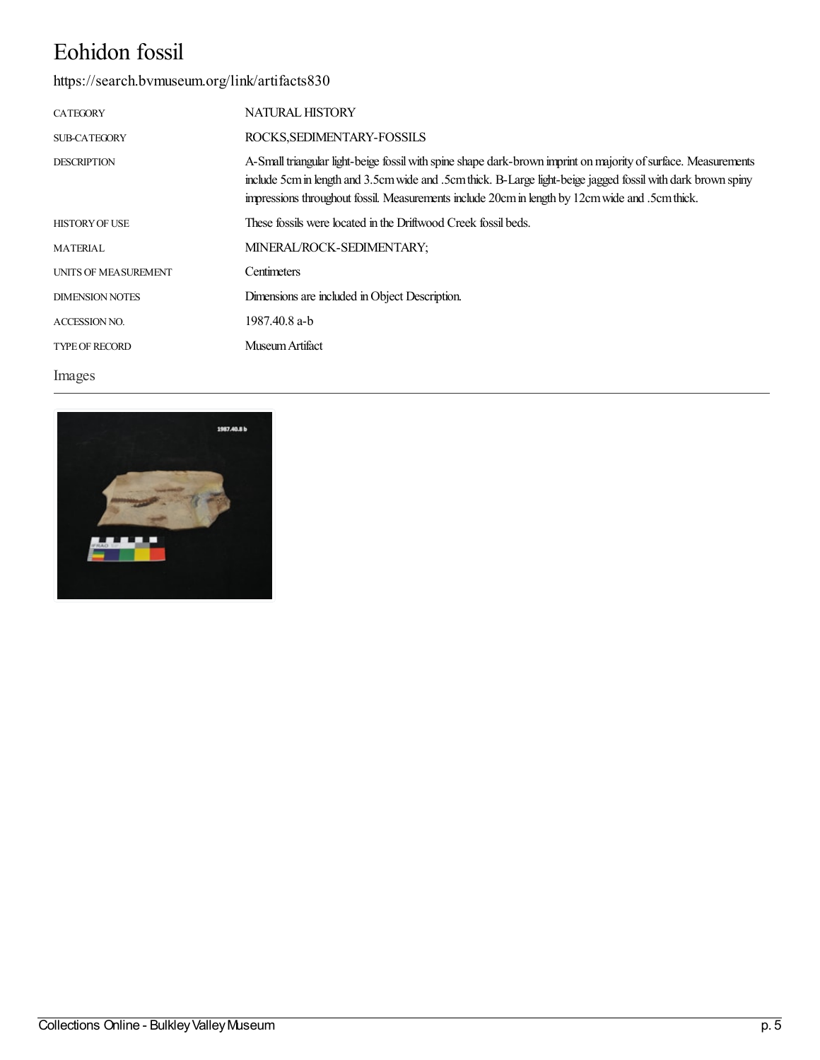# Eohidon fossil

https://search.bvmuseum.org/link/artifacts830

| | |
|---|---|
| CATEGORY | NATURAL HISTORY |
| SUB-CATEGORY | ROCKS,SEDIMENTARY-FOSSILS |
| DESCRIPTION | A-Small triangular light-beige fossil with spine shape dark-brown imprint on majority of surface. Measurements include 5cm in length and 3.5cm wide and .5cm thick. B-Large light-beige jagged fossil with dark brown spiny impressions throughout fossil. Measurements include 20cm in length by 12cm wide and .5cm thick. |
| HISTORY OF USE | These fossils were located in the Driftwood Creek fossil beds. |
| MATERIAL | MINERAL/ROCK-SEDIMENTARY; |
| UNITS OF MEASUREMENT | Centimeters |
| DIMENSION NOTES | Dimensions are included in Object Description. |
| ACCESSION NO. | 1987.40.8 a-b |
| TYPE OF RECORD | Museum Artifact |

## Images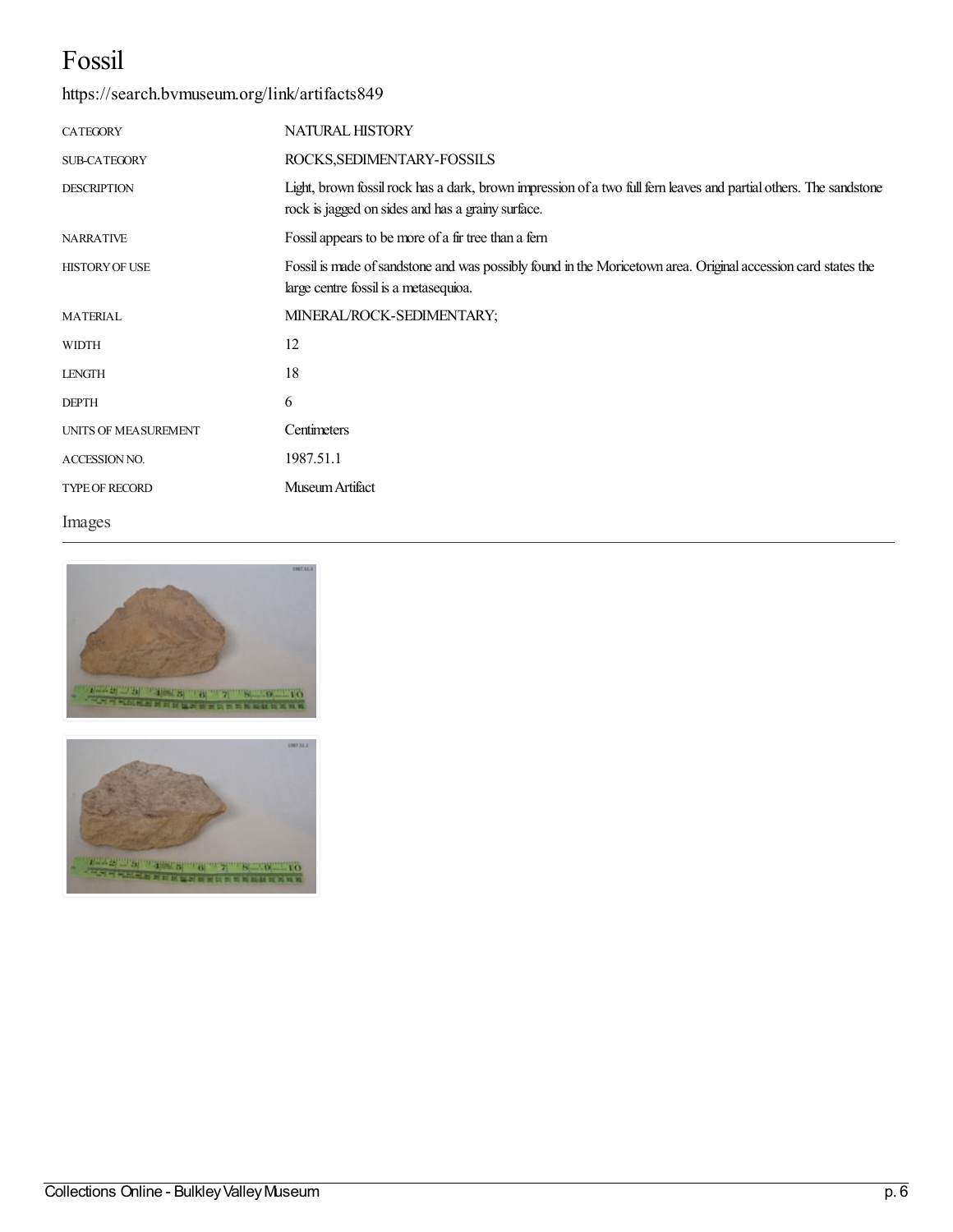# Fossil

https://search.bvmuseum.org/link/artifacts849

| | |
|---|---|
| CATEGORY | NATURAL HISTORY |
| SUB-CATEGORY | ROCKS,SEDIMENTARY-FOSSILS |
| DESCRIPTION | Light, brown fossil rock has a dark, brown impression of a two full fern leaves and partial others. The sandstone rock is jagged on sides and has a grainy surface. |
| NARRATIVE | Fossil appears to be more of a fir tree than a fern |
| HISTORY OF USE | Fossil is made of sandstone and was possibly found in the Moricetown area. Original accession card states the large centre fossil is a metasequioa. |
| MATERIAL | MINERAL/ROCK-SEDIMENTARY; |
| WIDTH | 12 |
| LENGTH | 18 |
| DEPTH | 6 |
| UNITS OF MEASUREMENT | Centimeters |
| ACCESSION NO. | 1987.51.1 |
| TYPE OF RECORD | Museum Artifact |

## Images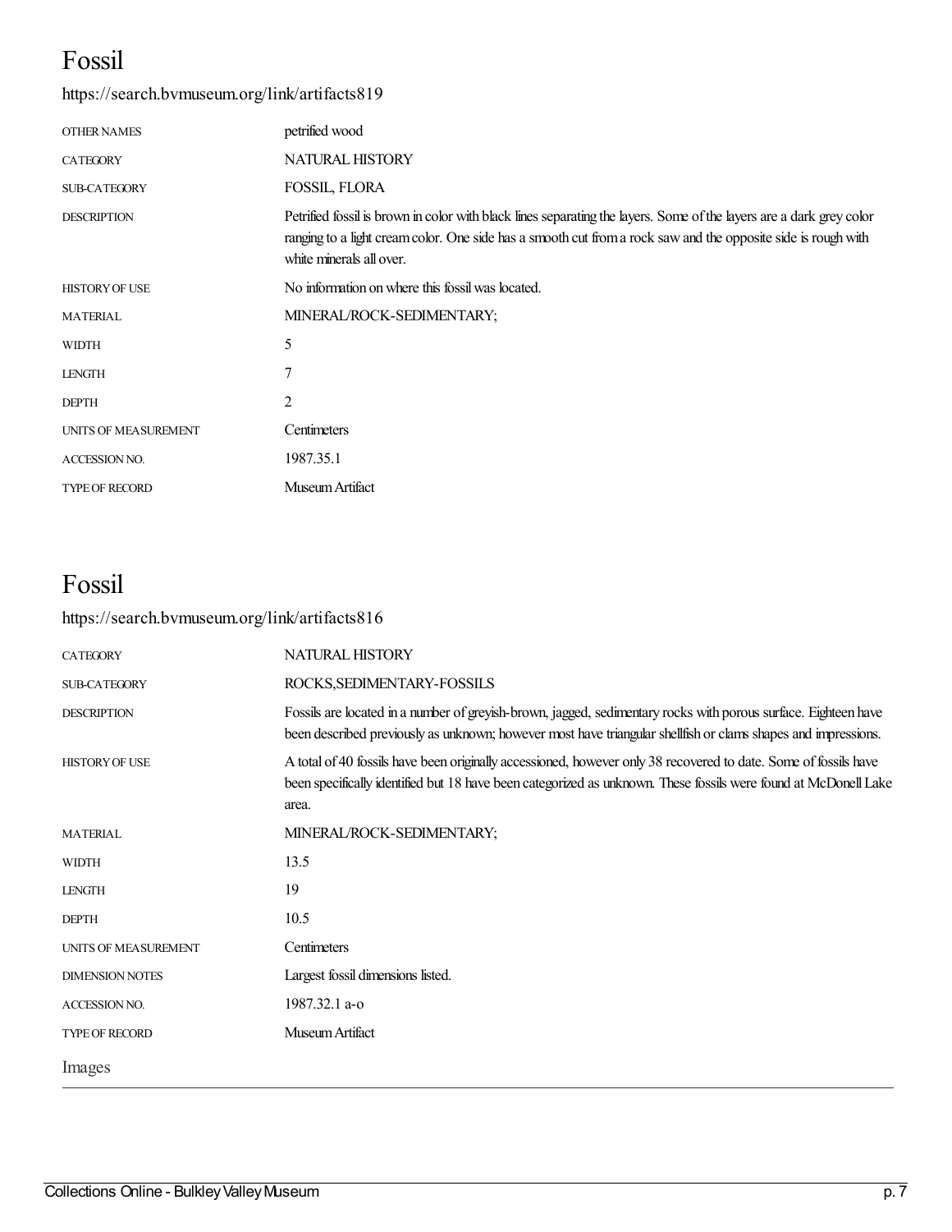# Fossil

https://search.bvmuseum.org/link/artifacts819

| | |
|---|---|
| OTHER NAMES | petrified wood |
| CATEGORY | NATURAL HISTORY |
| SUB-CATEGORY | FOSSIL, FLORA |
| DESCRIPTION | Petrified fossil is brown in color with black lines separating the layers. Some of the layers are a dark grey color ranging to a light cream color. One side has a smooth cut from a rock saw and the opposite side is rough with white minerals all over. |
| HISTORY OF USE | No information on where this fossil was located. |
| MATERIAL | MINERAL/ROCK-SEDIMENTARY; |
| WIDTH | 5 |
| LENGTH | 7 |
| DEPTH | 2 |
| UNITS OF MEASUREMENT | Centimeters |
| ACCESSION NO. | 1987.35.1 |
| TYPE OF RECORD | Museum Artifact |

# Fossil

https://search.bvmuseum.org/link/artifacts816

| | |
|---|---|
| CATEGORY | NATURAL HISTORY |
| SUB-CATEGORY | ROCKS,SEDIMENTARY-FOSSILS |
| DESCRIPTION | Fossils are located in a number of greyish-brown, jagged, sedimentary rocks with porous surface. Eighteen have been described previously as unknown; however most have triangular shellfish or clams shapes and impressions. |
| HISTORY OF USE | A total of 40 fossils have been originally accessioned, however only 38 recovered to date. Some of fossils have been specifically identified but 18 have been categorized as unknown. These fossils were found at McDonell Lake area. |
| MATERIAL | MINERAL/ROCK-SEDIMENTARY; |
| WIDTH | 13.5 |
| LENGTH | 19 |
| DEPTH | 10.5 |
| UNITS OF MEASUREMENT | Centimeters |
| DIMENSION NOTES | Largest fossil dimensions listed. |
| ACCESSION NO. | 1987.32.1 a-o |
| TYPE OF RECORD | Museum Artifact |

Images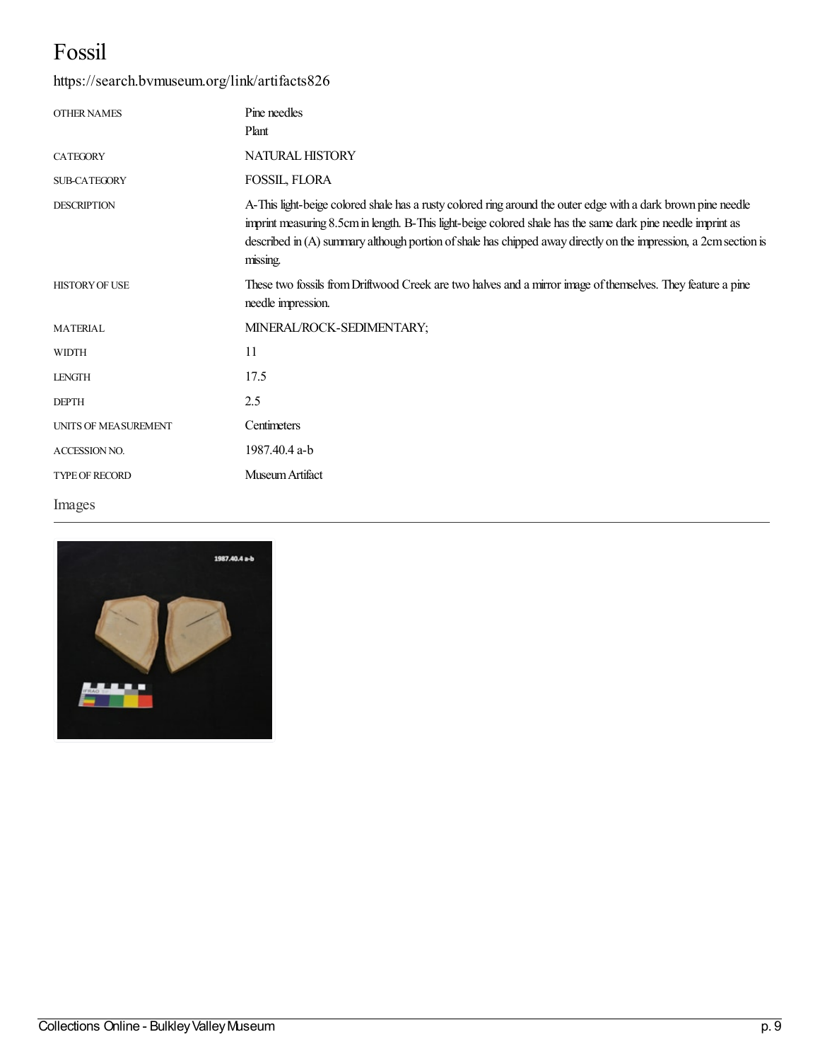# Fossil

https://search.bvmuseum.org/link/artifacts826

| | |
|---|---|
| OTHER NAMES | Pine needles<br>Plant |
| CATEGORY | NATURAL HISTORY |
| SUB-CATEGORY | FOSSIL, FLORA |
| DESCRIPTION | A-This light-beige colored shale has a rusty colored ring around the outer edge with a dark brown pine needle imprint measuring 8.5cm in length. B-This light-beige colored shale has the same dark pine needle imprint as described in (A) summary although portion of shale has chipped away directly on the impression, a 2cm section is missing. |
| HISTORY OF USE | These two fossils from Driftwood Creek are two halves and a mirror image of themselves. They feature a pine needle impression. |
| MATERIAL | MINERAL/ROCK-SEDIMENTARY; |
| WIDTH | 11 |
| LENGTH | 17.5 |
| DEPTH | 2.5 |
| UNITS OF MEASUREMENT | Centimeters |
| ACCESSION NO. | 1987.40.4 a-b |
| TYPE OF RECORD | Museum Artifact |

## Images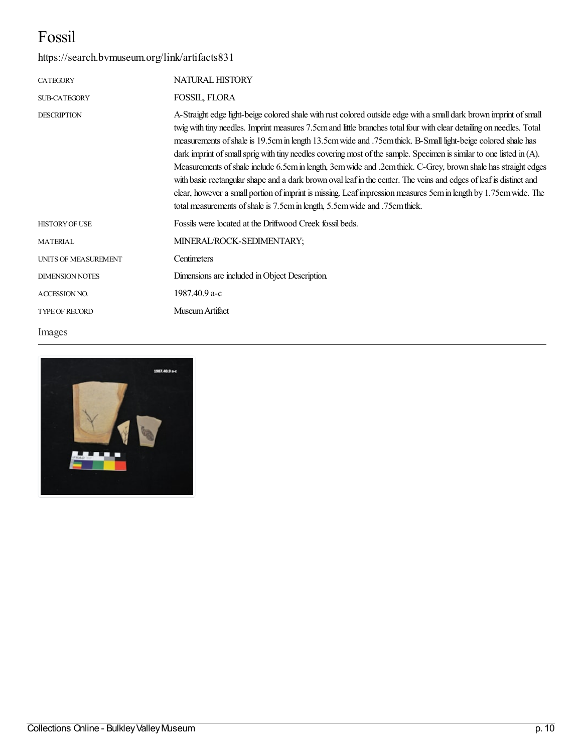# Fossil

https://search.bvmuseum.org/link/artifacts831

| | |
|---|---|
| CATEGORY | NATURAL HISTORY |
| SUB-CATEGORY | FOSSIL, FLORA |
| DESCRIPTION | A-Straight edge light-beige colored shale with rust colored outside edge with a small dark brown imprint of small twig with tiny needles. Imprint measures 7.5cm and little branches total four with clear detailing on needles. Total measurements of shale is 19.5cm in length 13.5cm wide and .75cm thick. B-Small light-beige colored shale has dark imprint of small sprig with tiny needles covering most of the sample. Specimen is similar to one listed in (A). Measurements of shale include 6.5cm in length, 3cm wide and .2cm thick. C-Grey, brown shale has straight edges with basic rectangular shape and a dark brown oval leaf in the center. The veins and edges of leaf is distinct and clear, however a small portion of imprint is missing. Leaf impression measures 5cm in length by 1.75cm wide. The total measurements of shale is 7.5cm in length, 5.5cm wide and .75cm thick. |
| HISTORY OF USE | Fossils were located at the Driftwood Creek fossil beds. |
| MATERIAL | MINERAL/ROCK-SEDIMENTARY; |
| UNITS OF MEASUREMENT | Centimeters |
| DIMENSION NOTES | Dimensions are included in Object Description. |
| ACCESSION NO. | 1987.40.9 a-c |
| TYPE OF RECORD | Museum Artifact |

## Images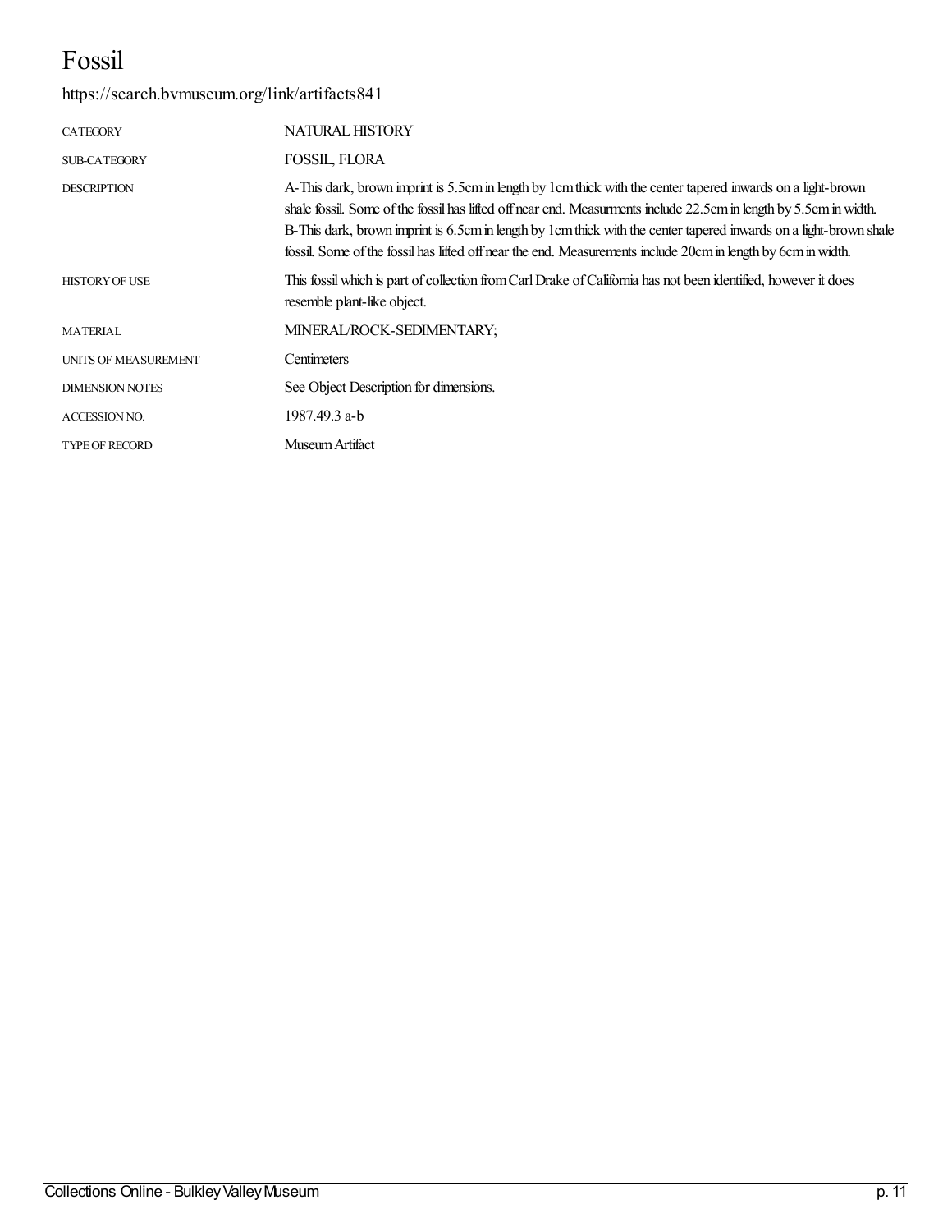# Fossil

https://search.bvmuseum.org/link/artifacts841

| CATEGORY | NATURAL HISTORY |
| --- | --- |
| SUB-CATEGORY | FOSSIL, FLORA |
| DESCRIPTION | A-This dark, brown imprint is 5.5cm in length by 1cm thick with the center tapered inwards on a light-brown shale fossil. Some of the fossil has lifted off near end. Measurments include 22.5cm in length by 5.5cm in width. B-This dark, brown imprint is 6.5cm in length by 1cm thick with the center tapered inwards on a light-brown shale fossil. Some of the fossil has lifted off near the end. Measurements include 20cm in length by 6cm in width. |
| HISTORY OF USE | This fossil which is part of collection from Carl Drake of California has not been identified, however it does resemble plant-like object. |
| MATERIAL | MINERAL/ROCK-SEDIMENTARY; |
| UNITS OF MEASUREMENT | Centimeters |
| DIMENSION NOTES | See Object Description for dimensions. |
| ACCESSION NO. | 1987.49.3 a-b |
| TYPE OF RECORD | Museum Artifact |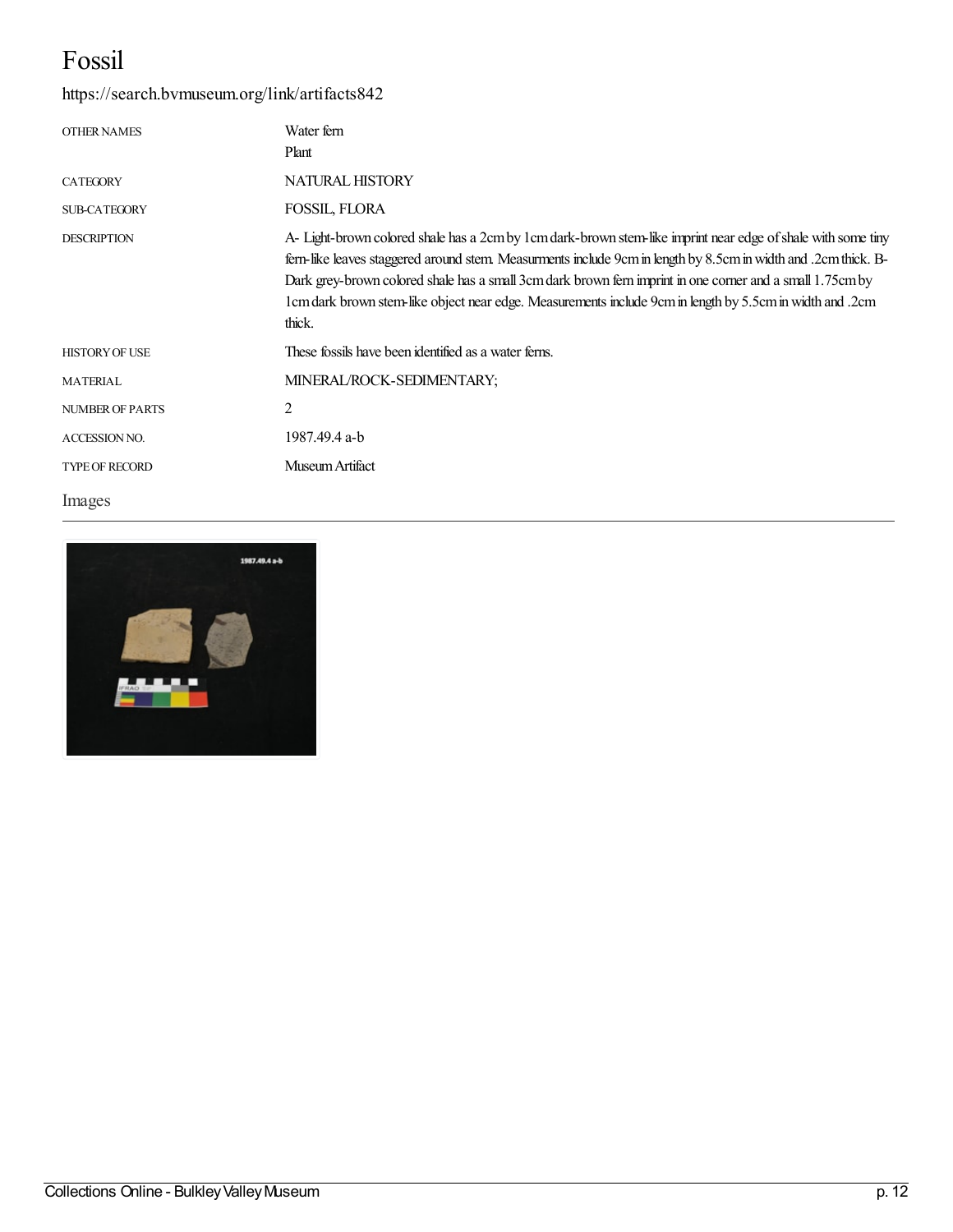# Fossil

https://search.bvmuseum.org/link/artifacts842

| | |
|---|---|
| OTHER NAMES | Water fern<br>Plant |
| CATEGORY | NATURAL HISTORY |
| SUB-CATEGORY | FOSSIL, FLORA |
| DESCRIPTION | A- Light-brown colored shale has a 2cm by 1cm dark-brown stem-like imprint near edge of shale with some tiny fern-like leaves staggered around stem. Measurments include 9cm in length by 8.5cm in width and .2cm thick. B- Dark grey-brown colored shale has a small 3cm dark brown fern imprint in one corner and a small 1.75cm by 1cm dark brown stem-like object near edge. Measurements include 9cm in length by 5.5cm in width and .2cm thick. |
| HISTORY OF USE | These fossils have been identified as a water ferns. |
| MATERIAL | MINERAL/ROCK-SEDIMENTARY; |
| NUMBER OF PARTS | 2 |
| ACCESSION NO. | 1987.49.4 a-b |
| TYPE OF RECORD | Museum Artifact |

## Images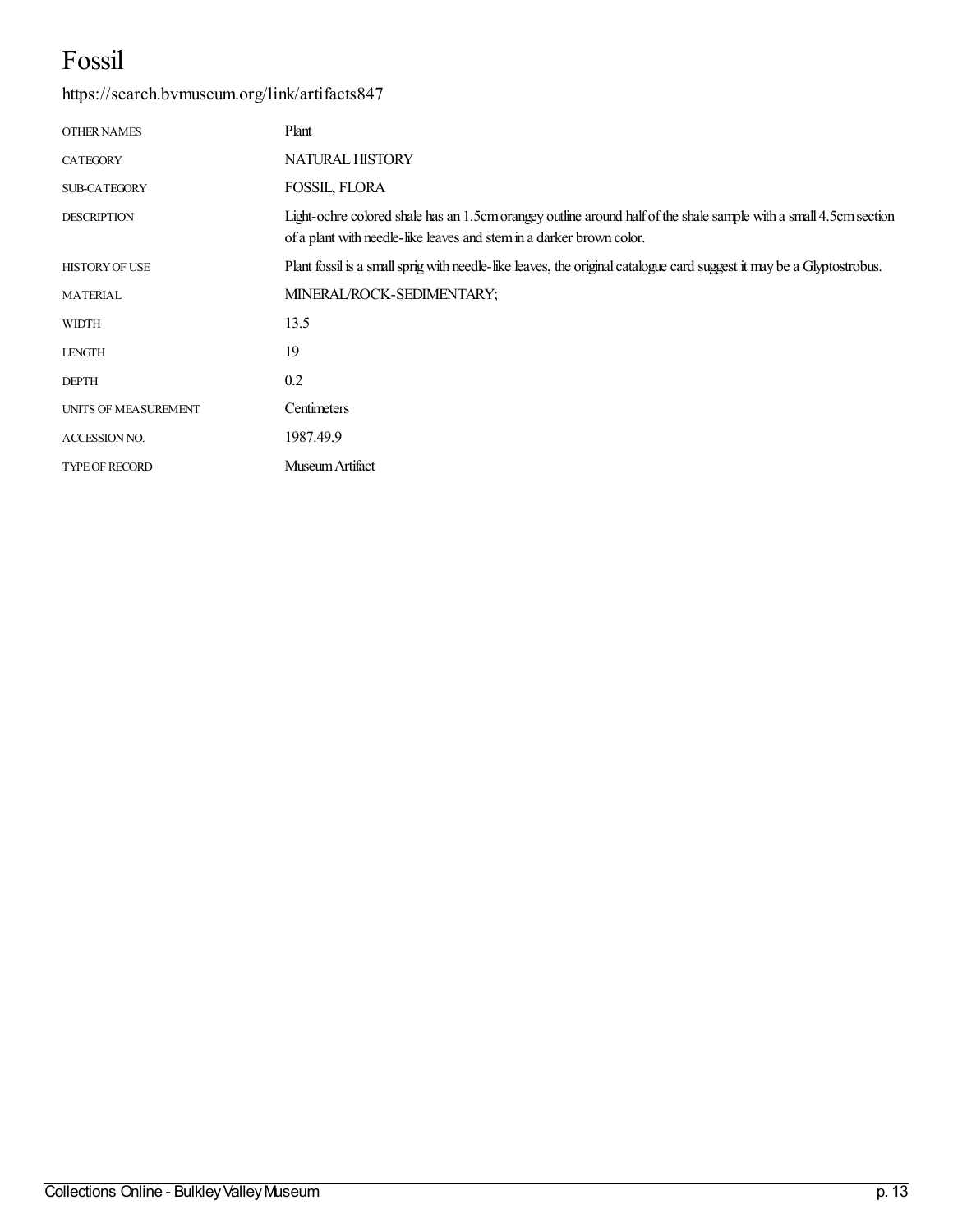# Fossil

https://search.bvmuseum.org/link/artifacts847

| | |
|---|---|
| OTHER NAMES | Plant |
| CATEGORY | NATURAL HISTORY |
| SUB-CATEGORY | FOSSIL, FLORA |
| DESCRIPTION | Light-ochre colored shale has an 1.5cm orangey outline around half of the shale sample with a small 4.5cm section of a plant with needle-like leaves and stem in a darker brown color. |
| HISTORY OF USE | Plant fossil is a small sprig with needle-like leaves, the original catalogue card suggest it may be a Glyptostrobus. |
| MATERIAL | MINERAL/ROCK-SEDIMENTARY; |
| WIDTH | 13.5 |
| LENGTH | 19 |
| DEPTH | 0.2 |
| UNITS OF MEASUREMENT | Centimeters |
| ACCESSION NO. | 1987.49.9 |
| TYPE OF RECORD | Museum Artifact |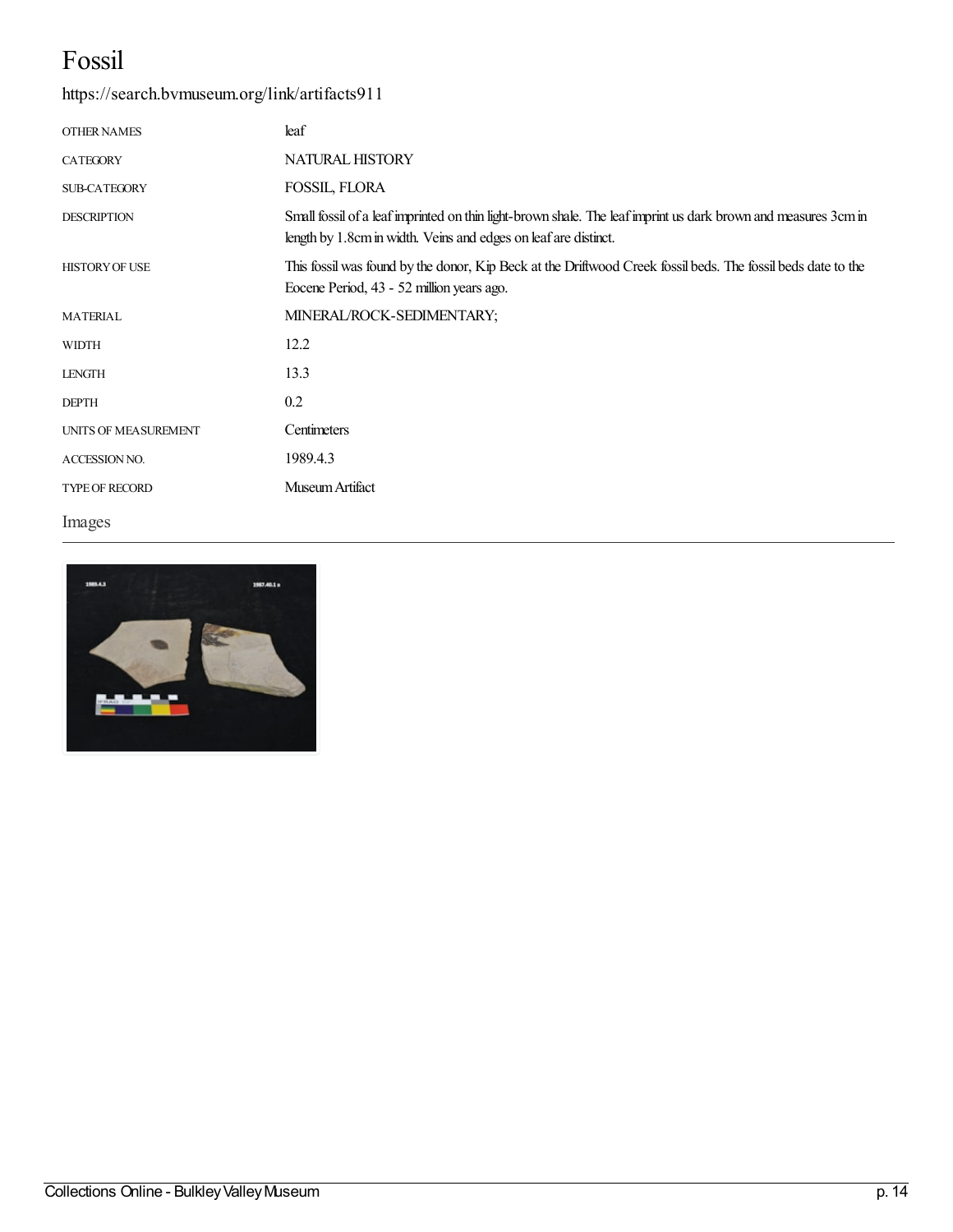# Fossil

https://search.bvmuseum.org/link/artifacts911

| | |
|---|---|
| OTHER NAMES | leaf |
| CATEGORY | NATURAL HISTORY |
| SUB-CATEGORY | FOSSIL, FLORA |
| DESCRIPTION | Small fossil of a leaf imprinted on thin light-brown shale. The leaf imprint us dark brown and measures 3cm in length by 1.8cm in width. Veins and edges on leaf are distinct. |
| HISTORY OF USE | This fossil was found by the donor, Kip Beck at the Driftwood Creek fossil beds. The fossil beds date to the Eocene Period, 43 - 52 million years ago. |
| MATERIAL | MINERAL/ROCK-SEDIMENTARY; |
| WIDTH | 12.2 |
| LENGTH | 13.3 |
| DEPTH | 0.2 |
| UNITS OF MEASUREMENT | Centimeters |
| ACCESSION NO. | 1989.4.3 |
| TYPE OF RECORD | Museum Artifact |

## Images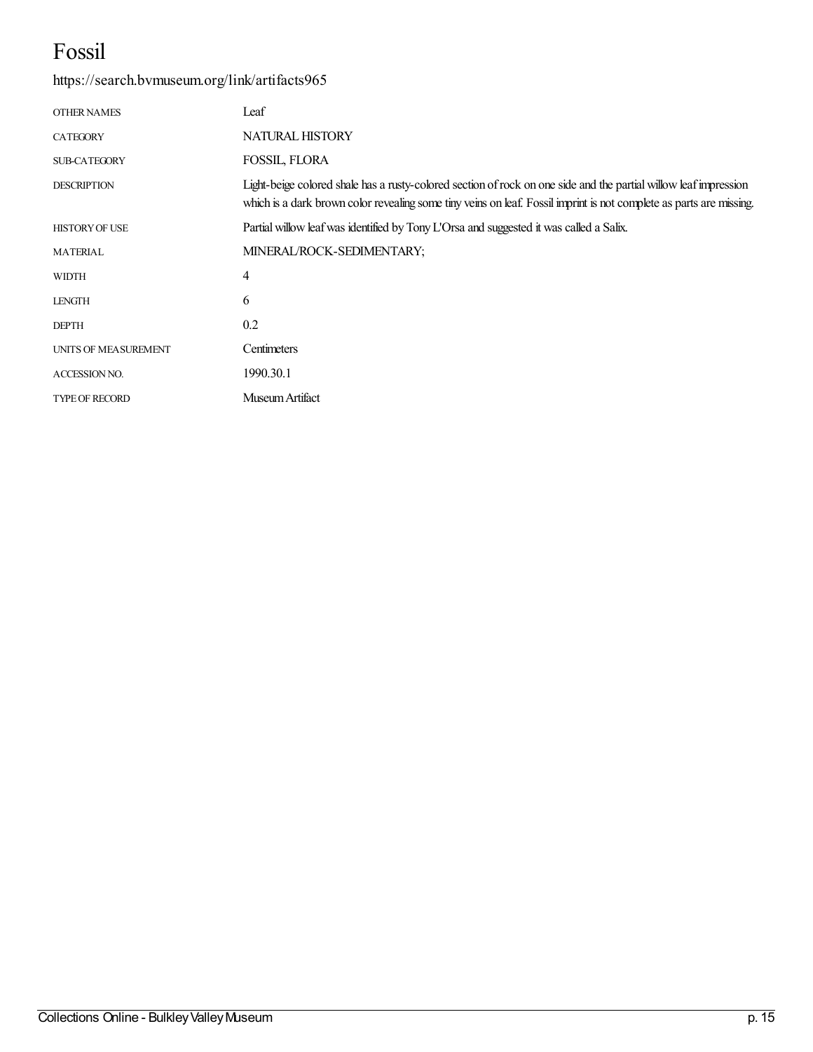# Fossil

https://search.bvmuseum.org/link/artifacts965

| | |
|---|---|
| OTHER NAMES | Leaf |
| CATEGORY | NATURAL HISTORY |
| SUB-CATEGORY | FOSSIL, FLORA |
| DESCRIPTION | Light-beige colored shale has a rusty-colored section of rock on one side and the partial willow leaf impression which is a dark brown color revealing some tiny veins on leaf. Fossil imprint is not complete as parts are missing. |
| HISTORY OF USE | Partial willow leaf was identified by Tony L'Orsa and suggested it was called a Salix. |
| MATERIAL | MINERAL/ROCK-SEDIMENTARY; |
| WIDTH | 4 |
| LENGTH | 6 |
| DEPTH | 0.2 |
| UNITS OF MEASUREMENT | Centimeters |
| ACCESSION NO. | 1990.30.1 |
| TYPE OF RECORD | Museum Artifact |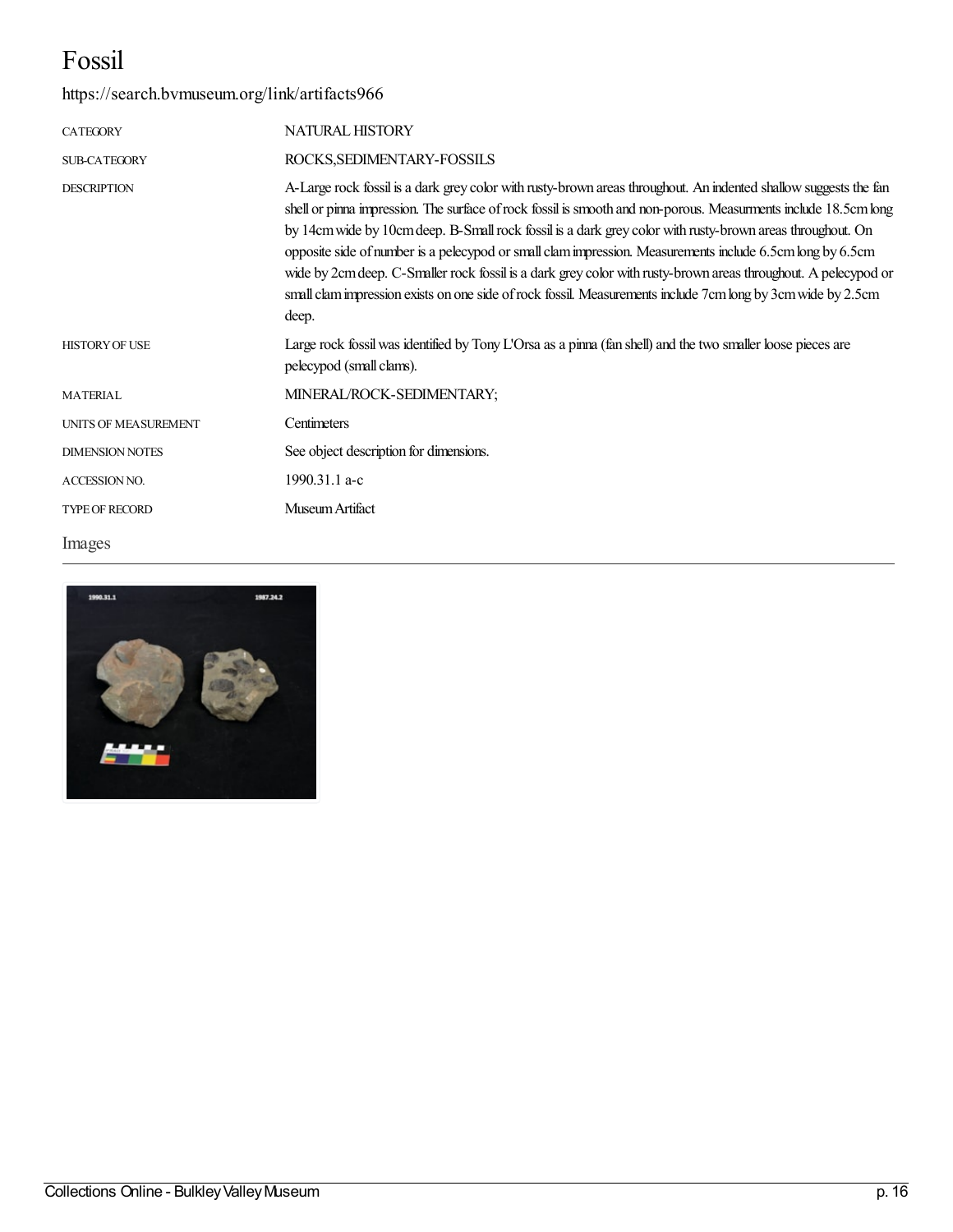# Fossil

https://search.bvmuseum.org/link/artifacts966

| | |
|---|---|
| CATEGORY | NATURAL HISTORY |
| SUB-CATEGORY | ROCKS,SEDIMENTARY-FOSSILS |
| DESCRIPTION | A-Large rock fossil is a dark grey color with rusty-brown areas throughout. An indented shallow suggests the fan shell or pinna impression. The surface of rock fossil is smooth and non-porous. Measurments include 18.5cm long by 14cm wide by 10cm deep. B-Small rock fossil is a dark grey color with rusty-brown areas throughout. On opposite side of number is a pelecypod or small clam impression. Measurements include 6.5cm long by 6.5cm wide by 2cm deep. C-Smaller rock fossil is a dark grey color with rusty-brown areas throughout. A pelecypod or small clam impression exists on one side of rock fossil. Measurements include 7cm long by 3cm wide by 2.5cm deep. |
| HISTORY OF USE | Large rock fossil was identified by Tony L'Orsa as a pinna (fan shell) and the two smaller loose pieces are pelecypod (small clams). |
| MATERIAL | MINERAL/ROCK-SEDIMENTARY; |
| UNITS OF MEASUREMENT | Centimeters |
| DIMENSION NOTES | See object description for dimensions. |
| ACCESSION NO. | 1990.31.1 a-c |
| TYPE OF RECORD | Museum Artifact |

Images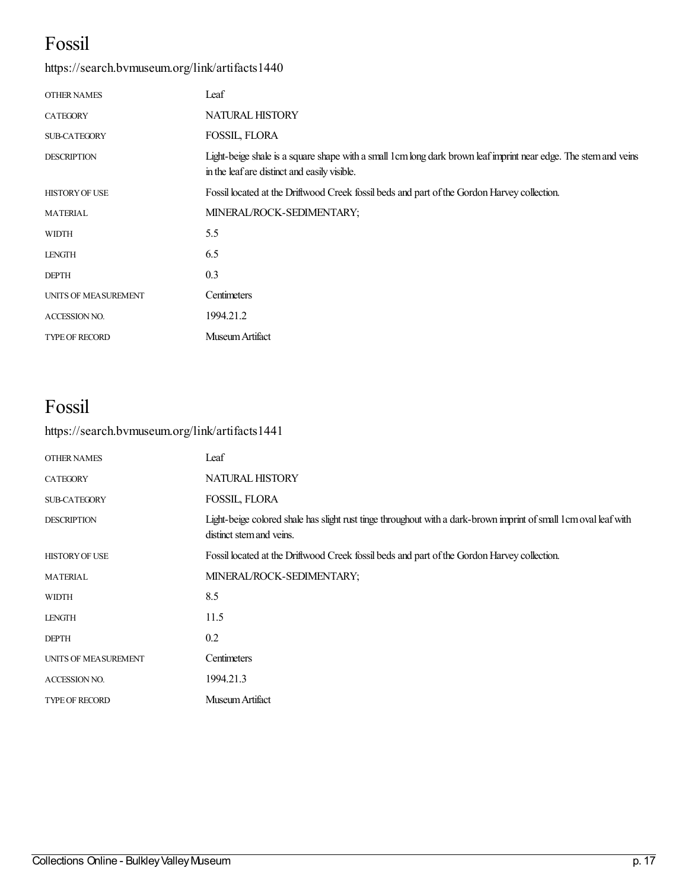# Fossil

https://search.bvmuseum.org/link/artifacts1440

| | |
|---|---|
| OTHER NAMES | Leaf |
| CATEGORY | NATURAL HISTORY |
| SUB-CATEGORY | FOSSIL, FLORA |
| DESCRIPTION | Light-beige shale is a square shape with a small 1cm long dark brown leaf imprint near edge. The stem and veins in the leaf are distinct and easily visible. |
| HISTORY OF USE | Fossil located at the Driftwood Creek fossil beds and part of the Gordon Harvey collection. |
| MATERIAL | MINERAL/ROCK-SEDIMENTARY; |
| WIDTH | 5.5 |
| LENGTH | 6.5 |
| DEPTH | 0.3 |
| UNITS OF MEASUREMENT | Centimeters |
| ACCESSION NO. | 1994.21.2 |
| TYPE OF RECORD | Museum Artifact |

# Fossil

https://search.bvmuseum.org/link/artifacts1441

| | |
|---|---|
| OTHER NAMES | Leaf |
| CATEGORY | NATURAL HISTORY |
| SUB-CATEGORY | FOSSIL, FLORA |
| DESCRIPTION | Light-beige colored shale has slight rust tinge throughout with a dark-brown imprint of small 1cm oval leaf with distinct stem and veins. |
| HISTORY OF USE | Fossil located at the Driftwood Creek fossil beds and part of the Gordon Harvey collection. |
| MATERIAL | MINERAL/ROCK-SEDIMENTARY; |
| WIDTH | 8.5 |
| LENGTH | 11.5 |
| DEPTH | 0.2 |
| UNITS OF MEASUREMENT | Centimeters |
| ACCESSION NO. | 1994.21.3 |
| TYPE OF RECORD | Museum Artifact |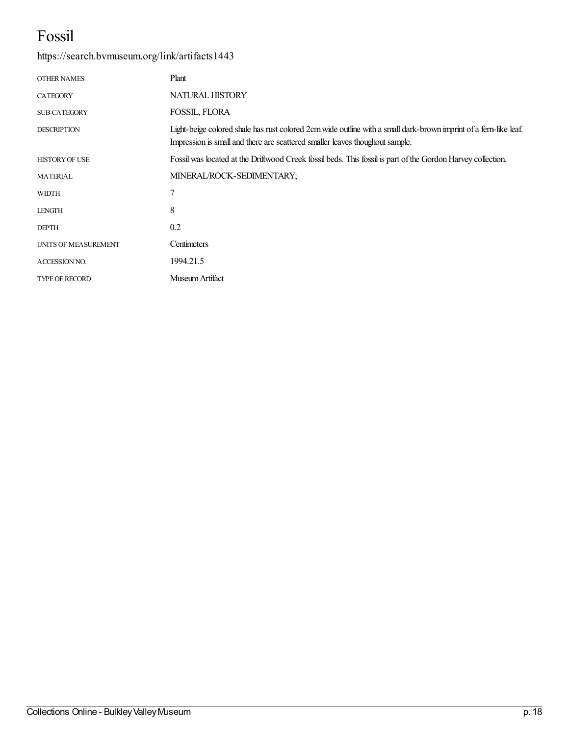# Fossil

https://search.bvmuseum.org/link/artifacts1443

| | |
|---|---|
| OTHER NAMES | Plant |
| CATEGORY | NATURAL HISTORY |
| SUB-CATEGORY | FOSSIL, FLORA |
| DESCRIPTION | Light-beige colored shale has rust colored 2cm wide outline with a small dark-brown imprint of a fern-like leaf. Impression is small and there are scattered smaller leaves thoughout sample. |
| HISTORY OF USE | Fossil was located at the Driftwood Creek fossil beds. This fossil is part of the Gordon Harvey collection. |
| MATERIAL | MINERAL/ROCK-SEDIMENTARY; |
| WIDTH | 7 |
| LENGTH | 8 |
| DEPTH | 0.2 |
| UNITS OF MEASUREMENT | Centimeters |
| ACCESSION NO. | 1994.21.5 |
| TYPE OF RECORD | Museum Artifact |